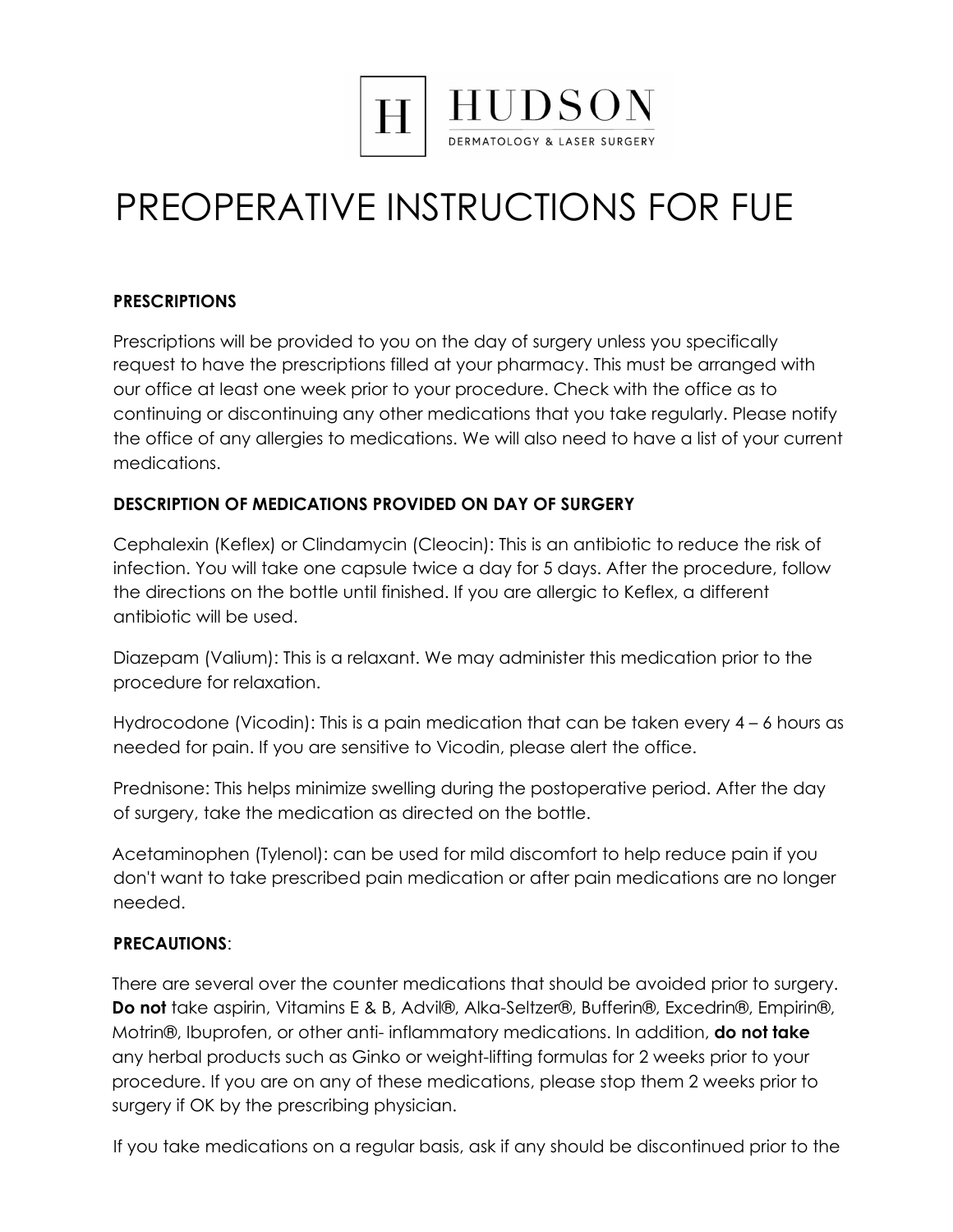HUDSON
DERMATOLOGY & LASER SURGERY

# PREOPERATIVE INSTRUCTIONS FOR FUE

**PRESCRIPTIONS**

Prescriptions will be provided to you on the day of surgery unless you specifically request to have the prescriptions filled at your pharmacy. This must be arranged with our office at least one week prior to your procedure. Check with the office as to continuing or discontinuing any other medications that you take regularly. Please notify the office of any allergies to medications. We will also need to have a list of your current medications.

**DESCRIPTION OF MEDICATIONS PROVIDED ON DAY OF SURGERY**

Cephalexin (Keflex) or Clindamycin (Cleocin): This is an antibiotic to reduce the risk of infection. You will take one capsule twice a day for 5 days. After the procedure, follow the directions on the bottle until finished. If you are allergic to Keflex, a different antibiotic will be used.

Diazepam (Valium): This is a relaxant. We may administer this medication prior to the procedure for relaxation.

Hydrocodone (Vicodin): This is a pain medication that can be taken every 4 – 6 hours as needed for pain. If you are sensitive to Vicodin, please alert the office.

Prednisone: This helps minimize swelling during the postoperative period. After the day of surgery, take the medication as directed on the bottle.

Acetaminophen (Tylenol): can be used for mild discomfort to help reduce pain if you don't want to take prescribed pain medication or after pain medications are no longer needed.

**PRECAUTIONS**:

There are several over the counter medications that should be avoided prior to surgery. **Do not** take aspirin, Vitamins E & B, Advil®, Alka-Seltzer®, Bufferin®, Excedrin®, Empirin®, Motrin®, Ibuprofen, or other anti- inflammatory medications. In addition, **do not take** any herbal products such as Ginko or weight-lifting formulas for 2 weeks prior to your procedure. If you are on any of these medications, please stop them 2 weeks prior to surgery if OK by the prescribing physician.

If you take medications on a regular basis, ask if any should be discontinued prior to the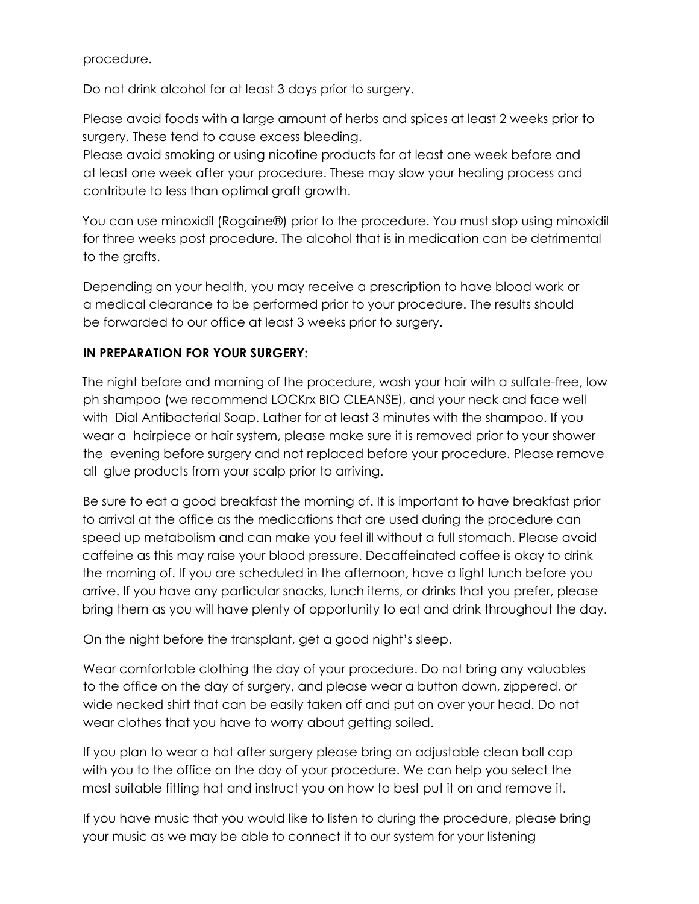procedure.

Do not drink alcohol for at least 3 days prior to surgery.

Please avoid foods with a large amount of herbs and spices at least 2 weeks prior to surgery. These tend to cause excess bleeding.
Please avoid smoking or using nicotine products for at least one week before and at least one week after your procedure. These may slow your healing process and contribute to less than optimal graft growth.

You can use minoxidil (Rogaine®) prior to the procedure. You must stop using minoxidil for three weeks post procedure. The alcohol that is in medication can be detrimental to the grafts.

Depending on your health, you may receive a prescription to have blood work or a medical clearance to be performed prior to your procedure. The results should be forwarded to our office at least 3 weeks prior to surgery.

**IN PREPARATION FOR YOUR SURGERY:**

The night before and morning of the procedure, wash your hair with a sulfate-free, low ph shampoo (we recommend LOCKrx BIO CLEANSE), and your neck and face well with Dial Antibacterial Soap. Lather for at least 3 minutes with the shampoo. If you wear a hairpiece or hair system, please make sure it is removed prior to your shower the evening before surgery and not replaced before your procedure. Please remove all glue products from your scalp prior to arriving.

Be sure to eat a good breakfast the morning of. It is important to have breakfast prior to arrival at the office as the medications that are used during the procedure can speed up metabolism and can make you feel ill without a full stomach. Please avoid caffeine as this may raise your blood pressure. Decaffeinated coffee is okay to drink the morning of. If you are scheduled in the afternoon, have a light lunch before you arrive. If you have any particular snacks, lunch items, or drinks that you prefer, please bring them as you will have plenty of opportunity to eat and drink throughout the day.

On the night before the transplant, get a good night's sleep.

Wear comfortable clothing the day of your procedure. Do not bring any valuables to the office on the day of surgery, and please wear a button down, zippered, or wide necked shirt that can be easily taken off and put on over your head. Do not wear clothes that you have to worry about getting soiled.

If you plan to wear a hat after surgery please bring an adjustable clean ball cap with you to the office on the day of your procedure. We can help you select the most suitable fitting hat and instruct you on how to best put it on and remove it.

If you have music that you would like to listen to during the procedure, please bring your music as we may be able to connect it to our system for your listening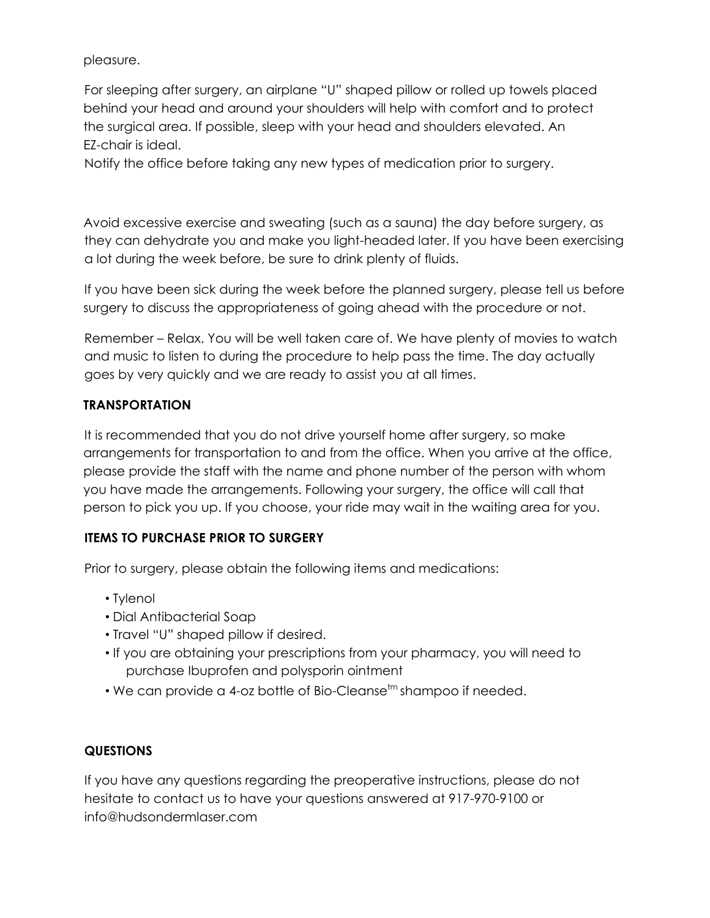pleasure.

For sleeping after surgery, an airplane "U" shaped pillow or rolled up towels placed behind your head and around your shoulders will help with comfort and to protect the surgical area. If possible, sleep with your head and shoulders elevated. An EZ-chair is ideal.

Notify the office before taking any new types of medication prior to surgery.

Avoid excessive exercise and sweating (such as a sauna) the day before surgery, as they can dehydrate you and make you light-headed later. If you have been exercising a lot during the week before, be sure to drink plenty of fluids.

If you have been sick during the week before the planned surgery, please tell us before surgery to discuss the appropriateness of going ahead with the procedure or not.

Remember – Relax. You will be well taken care of. We have plenty of movies to watch and music to listen to during the procedure to help pass the time. The day actually goes by very quickly and we are ready to assist you at all times.

## TRANSPORTATION

It is recommended that you do not drive yourself home after surgery, so make arrangements for transportation to and from the office. When you arrive at the office, please provide the staff with the name and phone number of the person with whom you have made the arrangements. Following your surgery, the office will call that person to pick you up. If you choose, your ride may wait in the waiting area for you.

## ITEMS TO PURCHASE PRIOR TO SURGERY

Prior to surgery, please obtain the following items and medications:

- Tylenol
- Dial Antibacterial Soap
- Travel "U" shaped pillow if desired.
- If you are obtaining your prescriptions from your pharmacy, you will need to purchase Ibuprofen and polysporin ointment
- We can provide a 4-oz bottle of Bio-Cleanse™ shampoo if needed.

## QUESTIONS

If you have any questions regarding the preoperative instructions, please do not hesitate to contact us to have your questions answered at 917-970-9100 or info@hudsondermlaser.com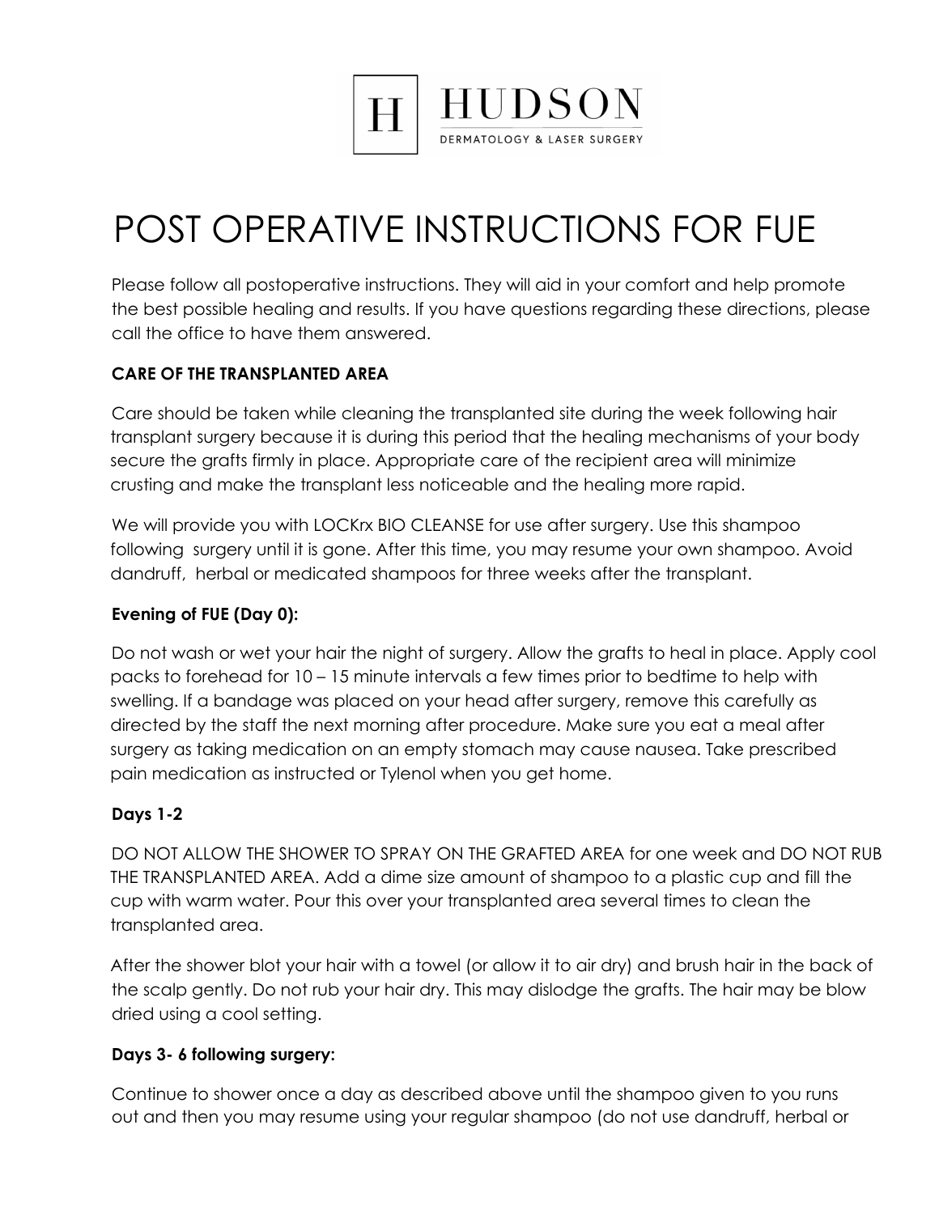HUDSON
DERMATOLOGY & LASER SURGERY

# POST OPERATIVE INSTRUCTIONS FOR FUE

Please follow all postoperative instructions. They will aid in your comfort and help promote the best possible healing and results. If you have questions regarding these directions, please call the office to have them answered.

## CARE OF THE TRANSPLANTED AREA

Care should be taken while cleaning the transplanted site during the week following hair transplant surgery because it is during this period that the healing mechanisms of your body secure the grafts firmly in place. Appropriate care of the recipient area will minimize crusting and make the transplant less noticeable and the healing more rapid.

We will provide you with LOCKrx BIO CLEANSE for use after surgery. Use this shampoo following surgery until it is gone. After this time, you may resume your own shampoo. Avoid dandruff, herbal or medicated shampoos for three weeks after the transplant.

### Evening of FUE (Day 0):

Do not wash or wet your hair the night of surgery. Allow the grafts to heal in place. Apply cool packs to forehead for 10 – 15 minute intervals a few times prior to bedtime to help with swelling. If a bandage was placed on your head after surgery, remove this carefully as directed by the staff the next morning after procedure. Make sure you eat a meal after surgery as taking medication on an empty stomach may cause nausea. Take prescribed pain medication as instructed or Tylenol when you get home.

### Days 1-2

DO NOT ALLOW THE SHOWER TO SPRAY ON THE GRAFTED AREA for one week and DO NOT RUB THE TRANSPLANTED AREA. Add a dime size amount of shampoo to a plastic cup and fill the cup with warm water. Pour this over your transplanted area several times to clean the transplanted area.

After the shower blot your hair with a towel (or allow it to air dry) and brush hair in the back of the scalp gently. Do not rub your hair dry. This may dislodge the grafts. The hair may be blow dried using a cool setting.

### Days 3- 6 following surgery:

Continue to shower once a day as described above until the shampoo given to you runs out and then you may resume using your regular shampoo (do not use dandruff, herbal or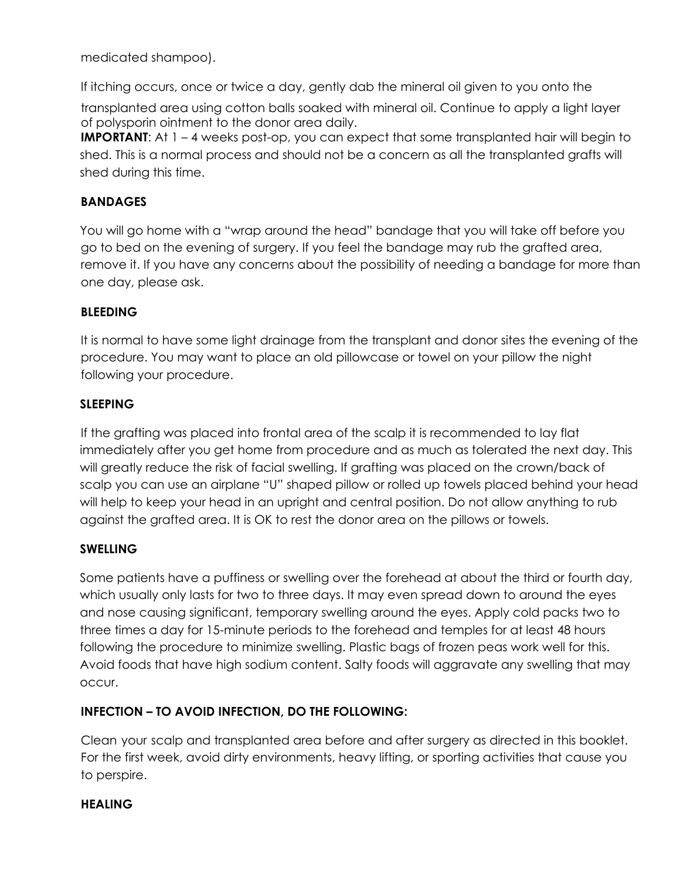medicated shampoo).

If itching occurs, once or twice a day, gently dab the mineral oil given to you onto the transplanted area using cotton balls soaked with mineral oil. Continue to apply a light layer of polysporin ointment to the donor area daily.

**IMPORTANT**: At 1 – 4 weeks post-op, you can expect that some transplanted hair will begin to shed. This is a normal process and should not be a concern as all the transplanted grafts will shed during this time.

## BANDAGES

You will go home with a "wrap around the head" bandage that you will take off before you go to bed on the evening of surgery. If you feel the bandage may rub the grafted area, remove it. If you have any concerns about the possibility of needing a bandage for more than one day, please ask.

## BLEEDING

It is normal to have some light drainage from the transplant and donor sites the evening of the procedure. You may want to place an old pillowcase or towel on your pillow the night following your procedure.

## SLEEPING

If the grafting was placed into frontal area of the scalp it is recommended to lay flat immediately after you get home from procedure and as much as tolerated the next day. This will greatly reduce the risk of facial swelling. If grafting was placed on the crown/back of scalp you can use an airplane "U" shaped pillow or rolled up towels placed behind your head will help to keep your head in an upright and central position. Do not allow anything to rub against the grafted area. It is OK to rest the donor area on the pillows or towels.

## SWELLING

Some patients have a puffiness or swelling over the forehead at about the third or fourth day, which usually only lasts for two to three days. It may even spread down to around the eyes and nose causing significant, temporary swelling around the eyes. Apply cold packs two to three times a day for 15-minute periods to the forehead and temples for at least 48 hours following the procedure to minimize swelling. Plastic bags of frozen peas work well for this. Avoid foods that have high sodium content. Salty foods will aggravate any swelling that may occur.

## INFECTION – TO AVOID INFECTION, DO THE FOLLOWING:

Clean your scalp and transplanted area before and after surgery as directed in this booklet. For the first week, avoid dirty environments, heavy lifting, or sporting activities that cause you to perspire.

## HEALING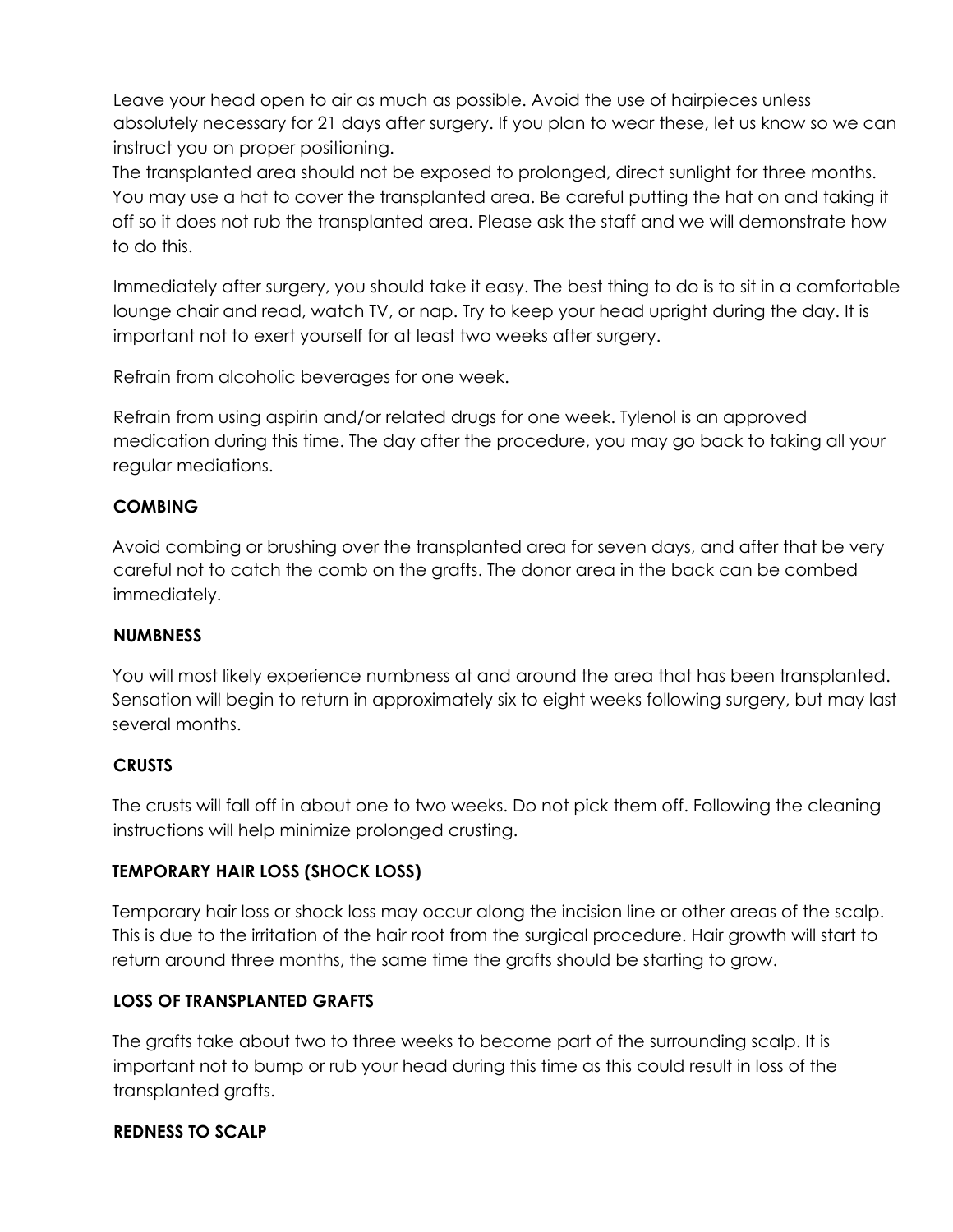Leave your head open to air as much as possible. Avoid the use of hairpieces unless absolutely necessary for 21 days after surgery. If you plan to wear these, let us know so we can instruct you on proper positioning.

The transplanted area should not be exposed to prolonged, direct sunlight for three months. You may use a hat to cover the transplanted area. Be careful putting the hat on and taking it off so it does not rub the transplanted area. Please ask the staff and we will demonstrate how to do this.

Immediately after surgery, you should take it easy. The best thing to do is to sit in a comfortable lounge chair and read, watch TV, or nap. Try to keep your head upright during the day. It is important not to exert yourself for at least two weeks after surgery.

Refrain from alcoholic beverages for one week.

Refrain from using aspirin and/or related drugs for one week. Tylenol is an approved medication during this time. The day after the procedure, you may go back to taking all your regular mediations.

**COMBING**

Avoid combing or brushing over the transplanted area for seven days, and after that be very careful not to catch the comb on the grafts. The donor area in the back can be combed immediately.

**NUMBNESS**

You will most likely experience numbness at and around the area that has been transplanted. Sensation will begin to return in approximately six to eight weeks following surgery, but may last several months.

**CRUSTS**

The crusts will fall off in about one to two weeks. Do not pick them off. Following the cleaning instructions will help minimize prolonged crusting.

**TEMPORARY HAIR LOSS (SHOCK LOSS)**

Temporary hair loss or shock loss may occur along the incision line or other areas of the scalp. This is due to the irritation of the hair root from the surgical procedure. Hair growth will start to return around three months, the same time the grafts should be starting to grow.

**LOSS OF TRANSPLANTED GRAFTS**

The grafts take about two to three weeks to become part of the surrounding scalp. It is important not to bump or rub your head during this time as this could result in loss of the transplanted grafts.

**REDNESS TO SCALP**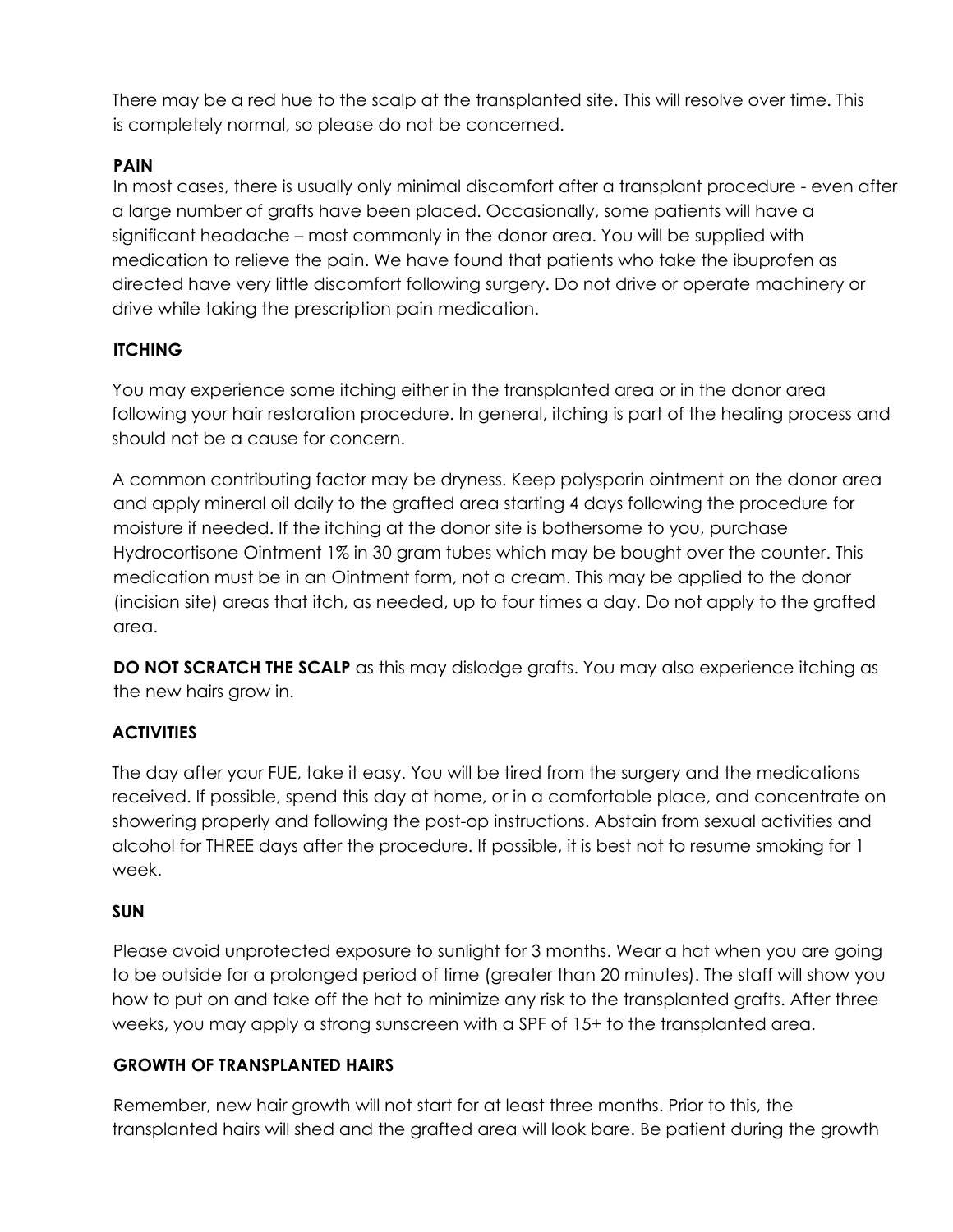There may be a red hue to the scalp at the transplanted site. This will resolve over time. This is completely normal, so please do not be concerned.

**PAIN**

In most cases, there is usually only minimal discomfort after a transplant procedure - even after a large number of grafts have been placed. Occasionally, some patients will have a significant headache – most commonly in the donor area. You will be supplied with medication to relieve the pain. We have found that patients who take the ibuprofen as directed have very little discomfort following surgery. Do not drive or operate machinery or drive while taking the prescription pain medication.

**ITCHING**

You may experience some itching either in the transplanted area or in the donor area following your hair restoration procedure. In general, itching is part of the healing process and should not be a cause for concern.

A common contributing factor may be dryness. Keep polysporin ointment on the donor area and apply mineral oil daily to the grafted area starting 4 days following the procedure for moisture if needed. If the itching at the donor site is bothersome to you, purchase Hydrocortisone Ointment 1% in 30 gram tubes which may be bought over the counter. This medication must be in an Ointment form, not a cream. This may be applied to the donor (incision site) areas that itch, as needed, up to four times a day. Do not apply to the grafted area.

**DO NOT SCRATCH THE SCALP** as this may dislodge grafts. You may also experience itching as the new hairs grow in.

**ACTIVITIES**

The day after your FUE, take it easy. You will be tired from the surgery and the medications received. If possible, spend this day at home, or in a comfortable place, and concentrate on showering properly and following the post-op instructions. Abstain from sexual activities and alcohol for THREE days after the procedure. If possible, it is best not to resume smoking for 1 week.

**SUN**

Please avoid unprotected exposure to sunlight for 3 months. Wear a hat when you are going to be outside for a prolonged period of time (greater than 20 minutes). The staff will show you how to put on and take off the hat to minimize any risk to the transplanted grafts. After three weeks, you may apply a strong sunscreen with a SPF of 15+ to the transplanted area.

**GROWTH OF TRANSPLANTED HAIRS**

Remember, new hair growth will not start for at least three months. Prior to this, the transplanted hairs will shed and the grafted area will look bare. Be patient during the growth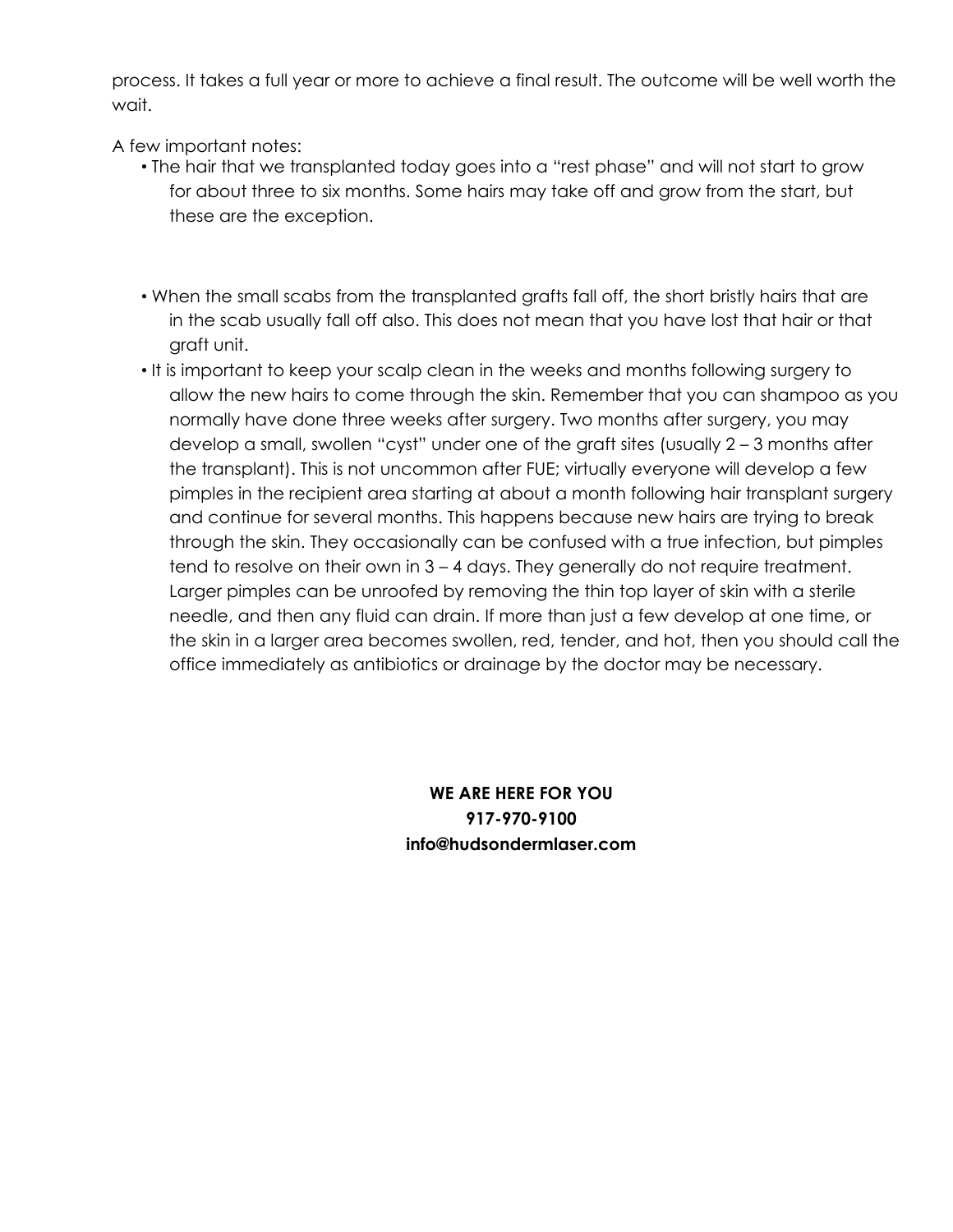process. It takes a full year or more to achieve a final result. The outcome will be well worth the wait.

A few important notes:

- The hair that we transplanted today goes into a "rest phase" and will not start to grow for about three to six months. Some hairs may take off and grow from the start, but these are the exception.
- When the small scabs from the transplanted grafts fall off, the short bristly hairs that are in the scab usually fall off also. This does not mean that you have lost that hair or that graft unit.
- It is important to keep your scalp clean in the weeks and months following surgery to allow the new hairs to come through the skin. Remember that you can shampoo as you normally have done three weeks after surgery. Two months after surgery, you may develop a small, swollen "cyst" under one of the graft sites (usually 2 – 3 months after the transplant). This is not uncommon after FUE; virtually everyone will develop a few pimples in the recipient area starting at about a month following hair transplant surgery and continue for several months. This happens because new hairs are trying to break through the skin. They occasionally can be confused with a true infection, but pimples tend to resolve on their own in 3 – 4 days. They generally do not require treatment. Larger pimples can be unroofed by removing the thin top layer of skin with a sterile needle, and then any fluid can drain. If more than just a few develop at one time, or the skin in a larger area becomes swollen, red, tender, and hot, then you should call the office immediately as antibiotics or drainage by the doctor may be necessary.

**WE ARE HERE FOR YOU**
**917-970-9100**
**info@hudsondermlaser.com**